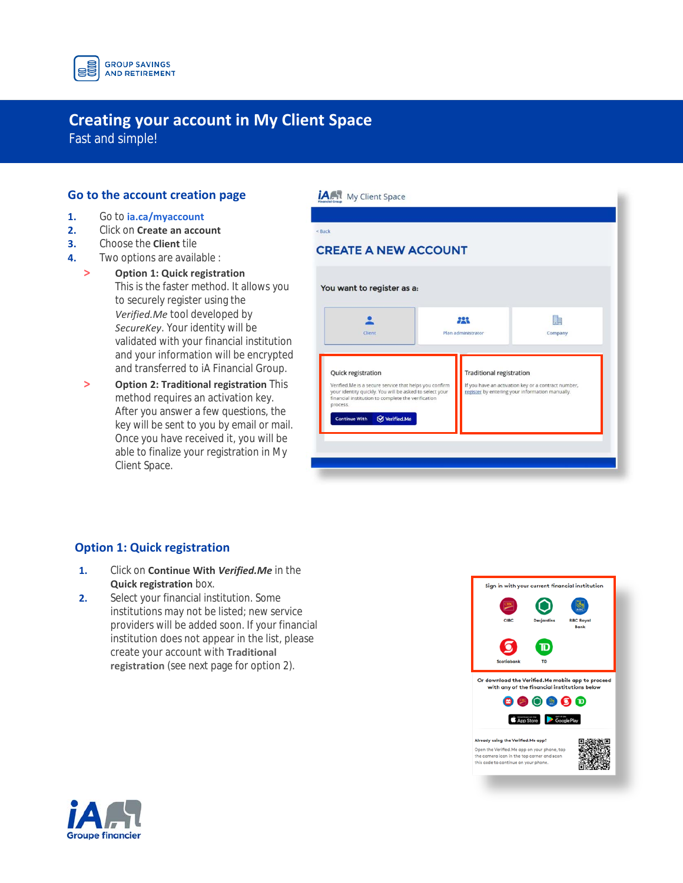GROUP SAVINGS AND RETIREMENT

# Creating your account in My Client Space

Fast and simple!

## Go to the account creation page

1. Go to ia.ca/myaccount
2. Click on **Create an account**
3. Choose the **Client** tile
4. Two options are available :
   - **Option 1: Quick registration** This is the faster method. It allows you to securely register using the *Verified.Me* tool developed by *SecureKey*. Your identity will be validated with your financial institution and your information will be encrypted and transferred to iA Financial Group.
   - **Option 2: Traditional registration** This method requires an activation key. After you answer a few questions, the key will be sent to you by email or mail. Once you have received it, you will be able to finalize your registration in My Client Space.

## Option 1: Quick registration

1. Click on **Continue With *Verified.Me*** in the **Quick registration** box.
2. Select your financial institution. Some institutions may not be listed; new service providers will be added soon. If your financial institution does not appear in the list, please create your account with **Traditional registration** (see next page for option 2).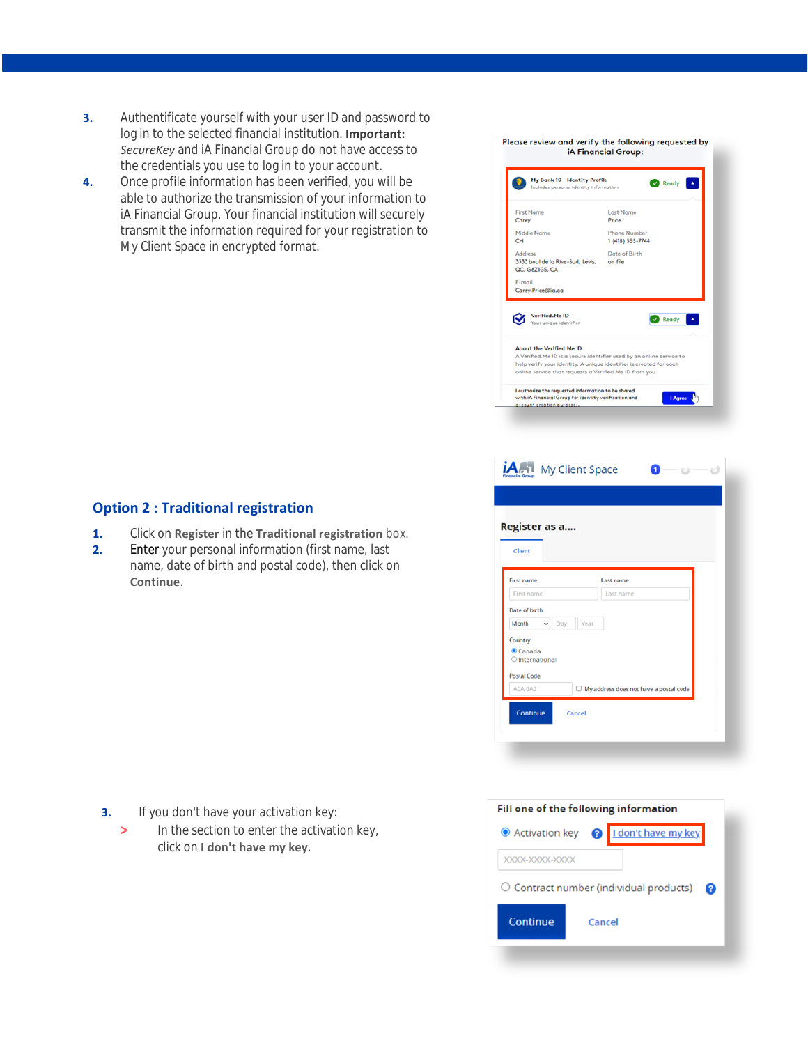3. Authentificate yourself with your user ID and password to log in to the selected financial institution. **Important:** *SecureKey* and iA Financial Group do not have access to the credentials you use to log in to your account.
4. Once profile information has been verified, you will be able to authorize the transmission of your information to iA Financial Group. Your financial institution will securely transmit the information required for your registration to My Client Space in encrypted format.

## Option 2 : Traditional registration

1. Click on **Register** in the **Traditional registration** box.
2. Enter your personal information (first name, last name, date of birth and postal code), then click on **Continue**.
3. If you don't have your activation key:
   - In the section to enter the activation key, click on **I don't have my key**.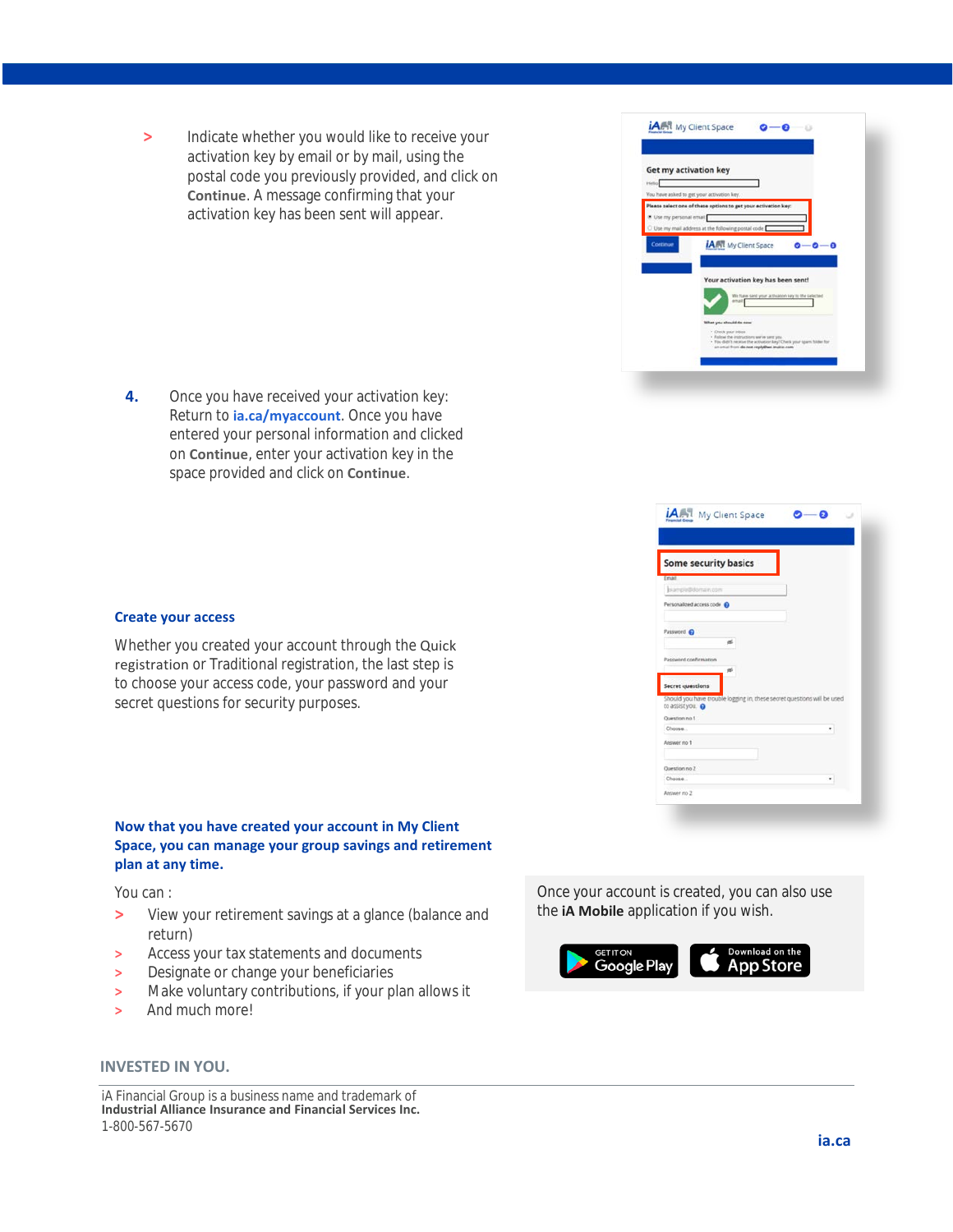> Indicate whether you would like to receive your activation key by email or by mail, using the postal code you previously provided, and click on **Continue**. A message confirming that your activation key has been sent will appear.

4. Once you have received your activation key: Return to **ia.ca/myaccount**. Once you have entered your personal information and clicked on **Continue**, enter your activation key in the space provided and click on **Continue**.

### Create your access

Whether you created your account through the Quick registration or Traditional registration, the last step is to choose your access code, your password and your secret questions for security purposes.

### Now that you have created your account in My Client Space, you can manage your group savings and retirement plan at any time.

You can :

- View your retirement savings at a glance (balance and return)
- Access your tax statements and documents
- Designate or change your beneficiaries
- Make voluntary contributions, if your plan allows it
- And much more!

Once your account is created, you can also use the **iA Mobile** application if you wish.

GET IT ON Google Play

Download on the App Store

**INVESTED IN YOU.**

iA Financial Group is a business name and trademark of
**Industrial Alliance Insurance and Financial Services Inc.**
1-800-567-5670

**ia.ca**